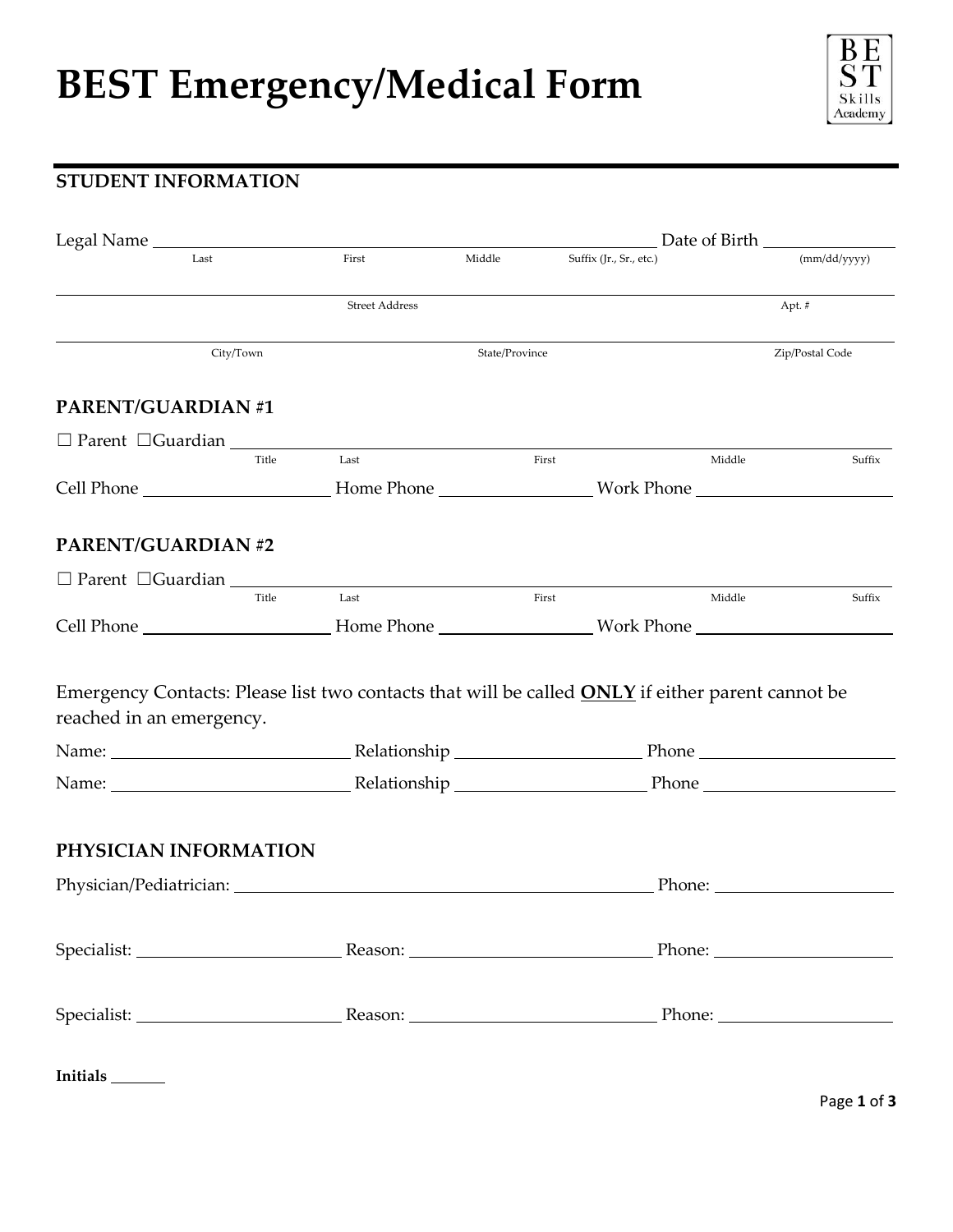# BEST Emergency/Medical Form

BEST Skills Academy

## STUDENT INFORMATION

Legal Name ______________________________________________ Date of Birth ____________
Last First Middle Suffix (Jr., Sr., etc.) (mm/dd/yyyy)

_____________________________________________________________________________
Street Address Apt. #

_____________________________________________________________________________
City/Town State/Province Zip/Postal Code

## PARENT/GUARDIAN #1

☐ Parent ☐Guardian ______________________________________________________________
Title Last First Middle Suffix

Cell Phone ____________________ Home Phone ________________ Work Phone ____________________

## PARENT/GUARDIAN #2

☐ Parent ☐Guardian ______________________________________________________________
Title Last First Middle Suffix

Cell Phone ____________________ Home Phone ________________ Work Phone ____________________

Emergency Contacts: Please list two contacts that will be called **ONLY** if either parent cannot be reached in an emergency.

Name: __________________________ Relationship ____________________ Phone ____________________

Name: __________________________ Relationship ____________________ Phone ____________________

## PHYSICIAN INFORMATION

Physician/Pediatrician: ____________________________________________ Phone: ________________

Specialist: ______________________ Reason: __________________________ Phone: ________________

Specialist: ______________________ Reason: __________________________ Phone: ________________

**Initials** ______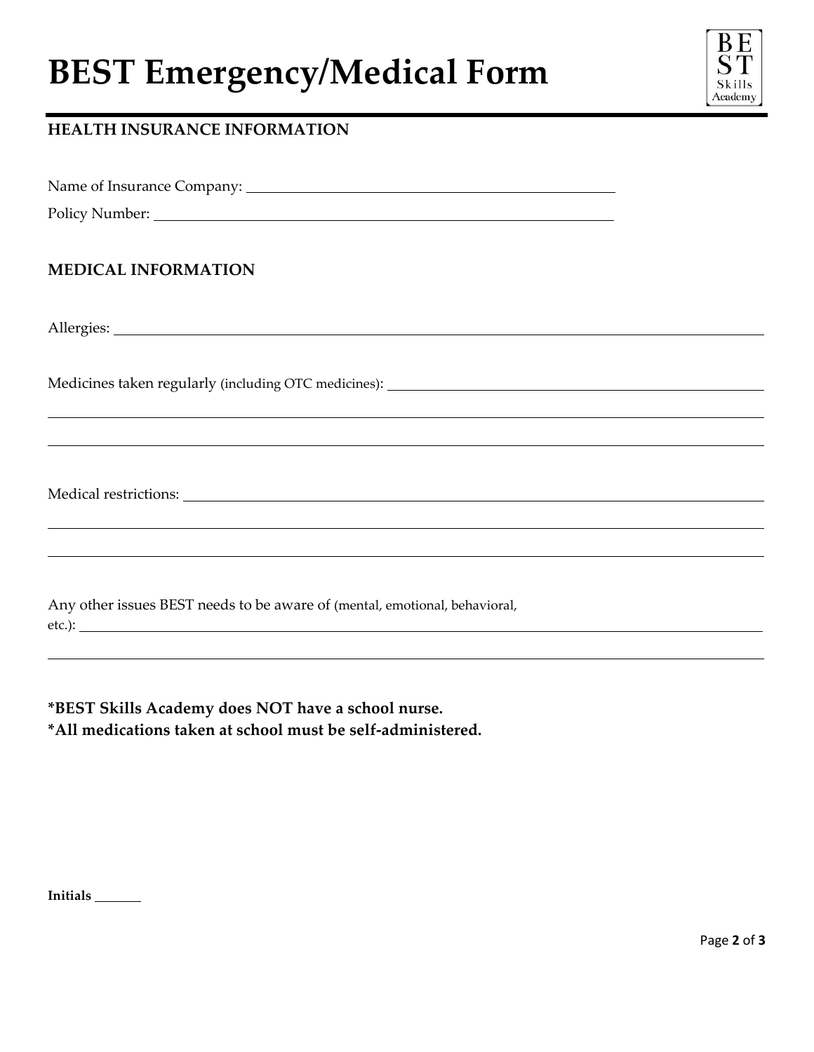# BEST Emergency/Medical Form

## HEALTH INSURANCE INFORMATION

Name of Insurance Company: ________________________________________

Policy Number: ________________________________________

## MEDICAL INFORMATION

Allergies: ________________________________________

Medicines taken regularly (including OTC medicines): ________________________________________

________________________________________

________________________________________

Medical restrictions: ________________________________________

________________________________________

________________________________________

Any other issues BEST needs to be aware of (mental, emotional, behavioral, etc.): ________________________________________

________________________________________

**\*BEST Skills Academy does NOT have a school nurse.**
**\*All medications taken at school must be self-administered.**

**Initials** ______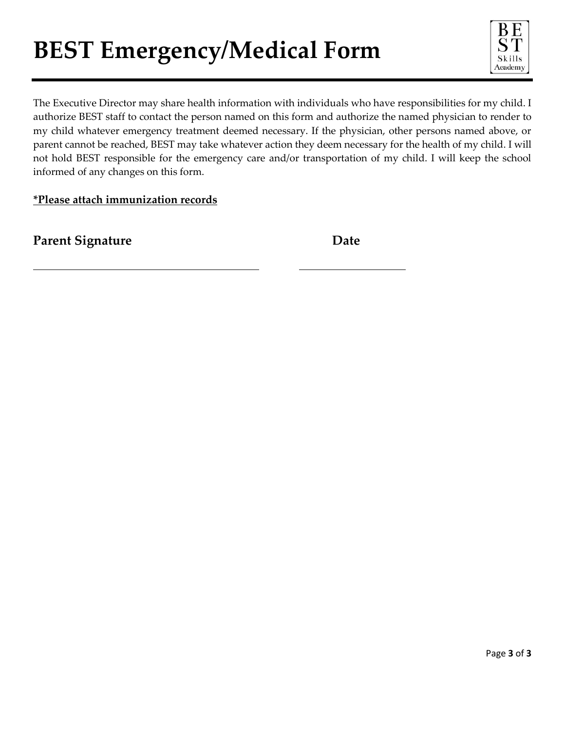# BEST Emergency/Medical Form

The Executive Director may share health information with individuals who have responsibilities for my child. I authorize BEST staff to contact the person named on this form and authorize the named physician to render to my child whatever emergency treatment deemed necessary. If the physician, other persons named above, or parent cannot be reached, BEST may take whatever action they deem necessary for the health of my child. I will not hold BEST responsible for the emergency care and/or transportation of my child. I will keep the school informed of any changes on this form.

**<u>*Please attach immunization records</u>**

**Parent Signature** \_\_\_\_\_\_\_\_\_\_\_\_\_\_\_\_\_\_\_\_\_\_\_\_\_\_\_\_\_\_\_\_\_\_\_\_

**Date** \_\_\_\_\_\_\_\_\_\_\_\_\_\_\_\_\_\_